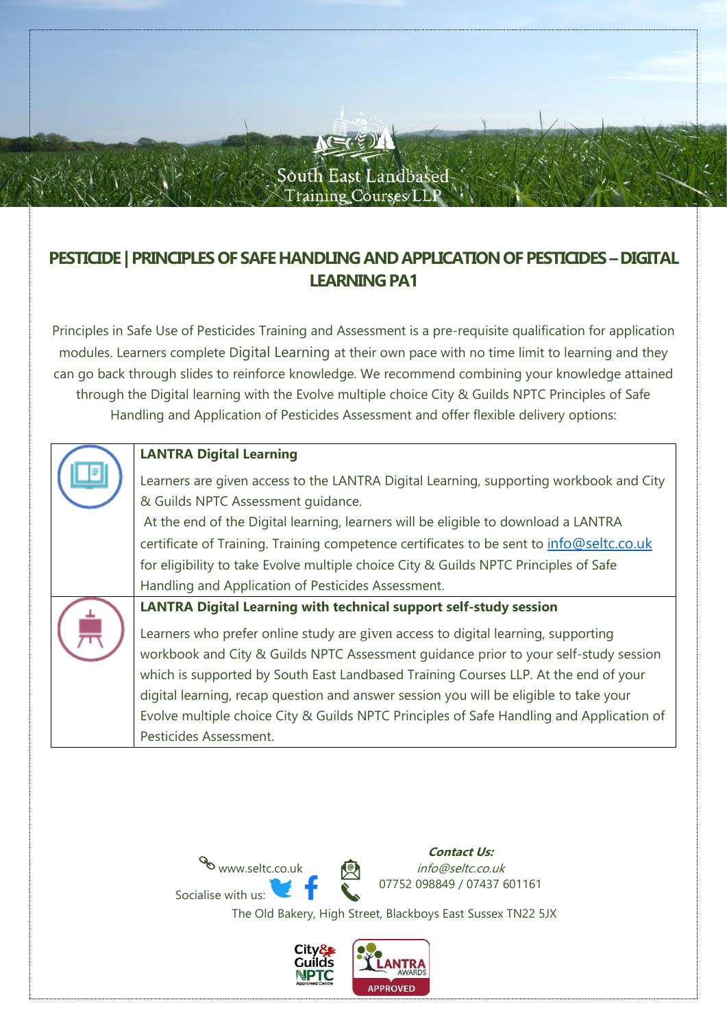South East Landbased Training Courses LLP

# PESTICIDE | PRINCIPLES OF SAFE HANDLING AND APPLICATION OF PESTICIDES – DIGITAL LEARNING PA1

Principles in Safe Use of Pesticides Training and Assessment is a pre-requisite qualification for application modules. Learners complete Digital Learning at their own pace with no time limit to learning and they can go back through slides to reinforce knowledge. We recommend combining your knowledge attained through the Digital learning with the Evolve multiple choice City & Guilds NPTC Principles of Safe Handling and Application of Pesticides Assessment and offer flexible delivery options:

| | |
|---|---|
| | **LANTRA Digital Learning**<br><br>Learners are given access to the LANTRA Digital Learning, supporting workbook and City & Guilds NPTC Assessment guidance.<br>At the end of the Digital learning, learners will be eligible to download a LANTRA certificate of Training. Training competence certificates to be sent to info@seltc.co.uk for eligibility to take Evolve multiple choice City & Guilds NPTC Principles of Safe Handling and Application of Pesticides Assessment. |
| | **LANTRA Digital Learning with technical support self-study session**<br><br>Learners who prefer online study are given access to digital learning, supporting workbook and City & Guilds NPTC Assessment guidance prior to your self-study session which is supported by South East Landbased Training Courses LLP. At the end of your digital learning, recap question and answer session you will be eligible to take your Evolve multiple choice City & Guilds NPTC Principles of Safe Handling and Application of Pesticides Assessment. |

www.seltc.co.uk

Socialise with us:

***Contact Us:***

*info@seltc.co.uk*

07752 098849 / 07437 601161

The Old Bakery, High Street, Blackboys East Sussex TN22 5JX

City & Guilds NPTC Approved Centre

LANTRA AWARDS APPROVED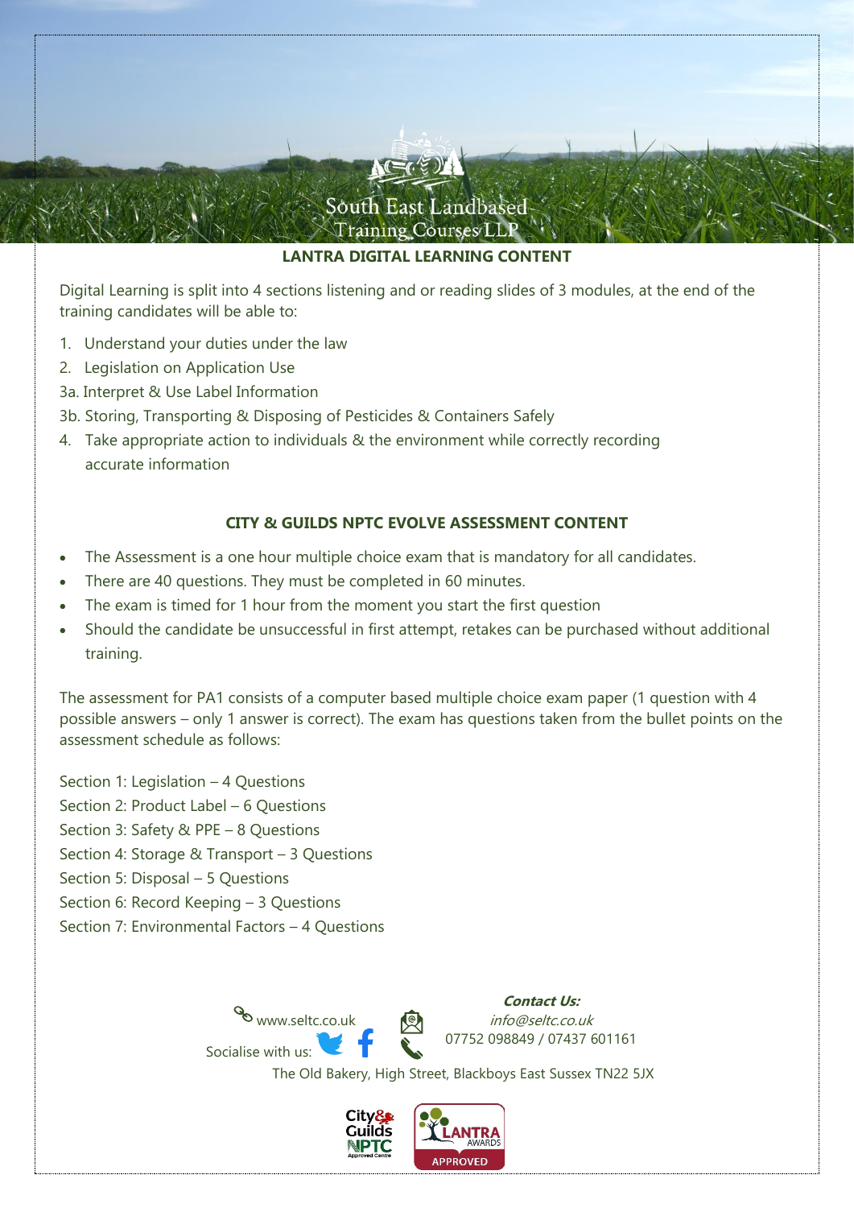South East Landbased Training Courses LLP

## LANTRA DIGITAL LEARNING CONTENT

Digital Learning is split into 4 sections listening and or reading slides of 3 modules, at the end of the training candidates will be able to:

1. Understand your duties under the law
2. Legislation on Application Use

3a. Interpret & Use Label Information

3b. Storing, Transporting & Disposing of Pesticides & Containers Safely

4. Take appropriate action to individuals & the environment while correctly recording accurate information

## CITY & GUILDS NPTC EVOLVE ASSESSMENT CONTENT

- The Assessment is a one hour multiple choice exam that is mandatory for all candidates.
- There are 40 questions. They must be completed in 60 minutes.
- The exam is timed for 1 hour from the moment you start the first question
- Should the candidate be unsuccessful in first attempt, retakes can be purchased without additional training.

The assessment for PA1 consists of a computer based multiple choice exam paper (1 question with 4 possible answers – only 1 answer is correct). The exam has questions taken from the bullet points on the assessment schedule as follows:

Section 1: Legislation – 4 Questions
Section 2: Product Label – 6 Questions
Section 3: Safety & PPE – 8 Questions
Section 4: Storage & Transport – 3 Questions
Section 5: Disposal – 5 Questions
Section 6: Record Keeping – 3 Questions
Section 7: Environmental Factors – 4 Questions

www.seltc.co.uk

Socialise with us:

***Contact Us:***
*info@seltc.co.uk*
07752 098849 / 07437 601161

The Old Bakery, High Street, Blackboys East Sussex TN22 5JX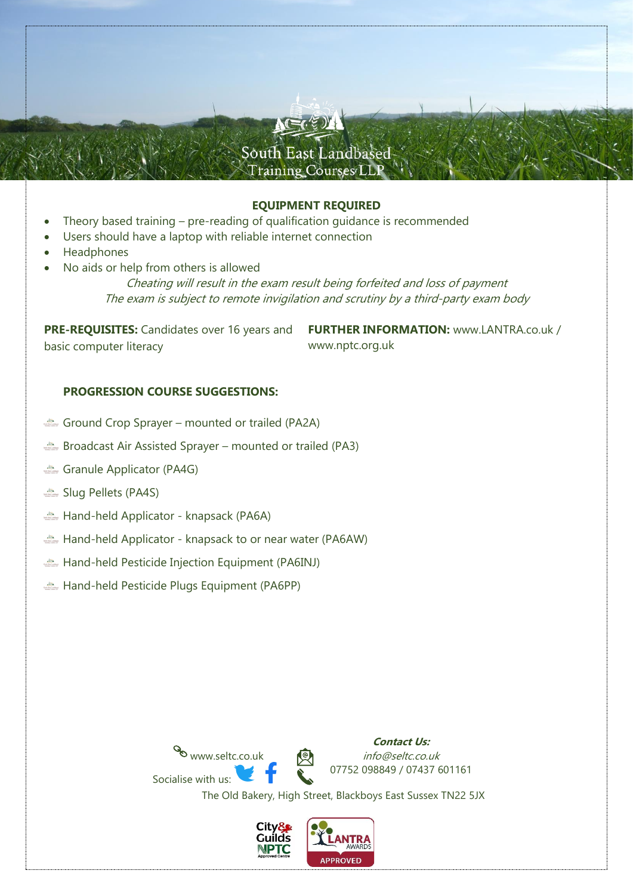South East Landbased Training Courses LLP

**EQUIPMENT REQUIRED**

- Theory based training – pre-reading of qualification guidance is recommended
- Users should have a laptop with reliable internet connection
- Headphones
- No aids or help from others is allowed

*Cheating will result in the exam result being forfeited and loss of payment*
*The exam is subject to remote invigilation and scrutiny by a third-party exam body*

**PRE-REQUISITES:** Candidates over 16 years and basic computer literacy

**FURTHER INFORMATION:** www.LANTRA.co.uk / www.nptc.org.uk

**PROGRESSION COURSE SUGGESTIONS:**

- Ground Crop Sprayer – mounted or trailed (PA2A)
- Broadcast Air Assisted Sprayer – mounted or trailed (PA3)
- Granule Applicator (PA4G)
- Slug Pellets (PA4S)
- Hand-held Applicator - knapsack (PA6A)
- Hand-held Applicator - knapsack to or near water (PA6AW)
- Hand-held Pesticide Injection Equipment (PA6INJ)
- Hand-held Pesticide Plugs Equipment (PA6PP)

www.seltc.co.uk

Socialise with us:

***Contact Us:***
*info@seltc.co.uk*
07752 098849 / 07437 601161

The Old Bakery, High Street, Blackboys East Sussex TN22 5JX

City & Guilds NPTC Approved Centre

LANTRA AWARDS APPROVED